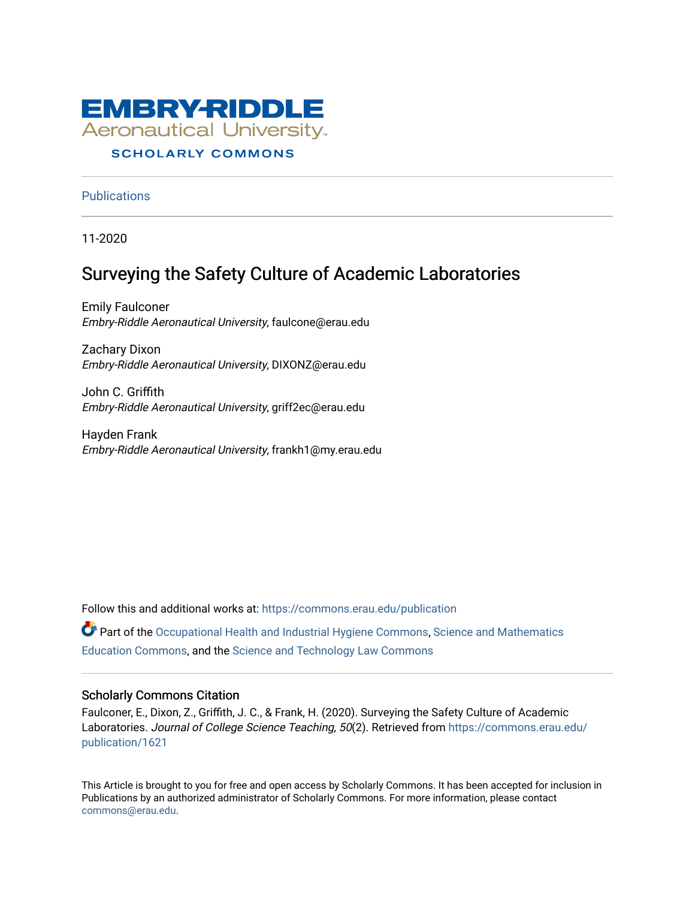EMBRY-RIDDLE
Aeronautical University
SCHOLARLY COMMONS

Publications

11-2020

# Surveying the Safety Culture of Academic Laboratories

Emily Faulconer
*Embry-Riddle Aeronautical University*, faulcone@erau.edu

Zachary Dixon
*Embry-Riddle Aeronautical University*, DIXONZ@erau.edu

John C. Griffith
*Embry-Riddle Aeronautical University*, griff2ec@erau.edu

Hayden Frank
*Embry-Riddle Aeronautical University*, frankh1@my.erau.edu

Follow this and additional works at: https://commons.erau.edu/publication

Part of the Occupational Health and Industrial Hygiene Commons, Science and Mathematics Education Commons, and the Science and Technology Law Commons

## Scholarly Commons Citation

Faulconer, E., Dixon, Z., Griffith, J. C., & Frank, H. (2020). Surveying the Safety Culture of Academic Laboratories. *Journal of College Science Teaching, 50*(2). Retrieved from https://commons.erau.edu/publication/1621

This Article is brought to you for free and open access by Scholarly Commons. It has been accepted for inclusion in Publications by an authorized administrator of Scholarly Commons. For more information, please contact commons@erau.edu.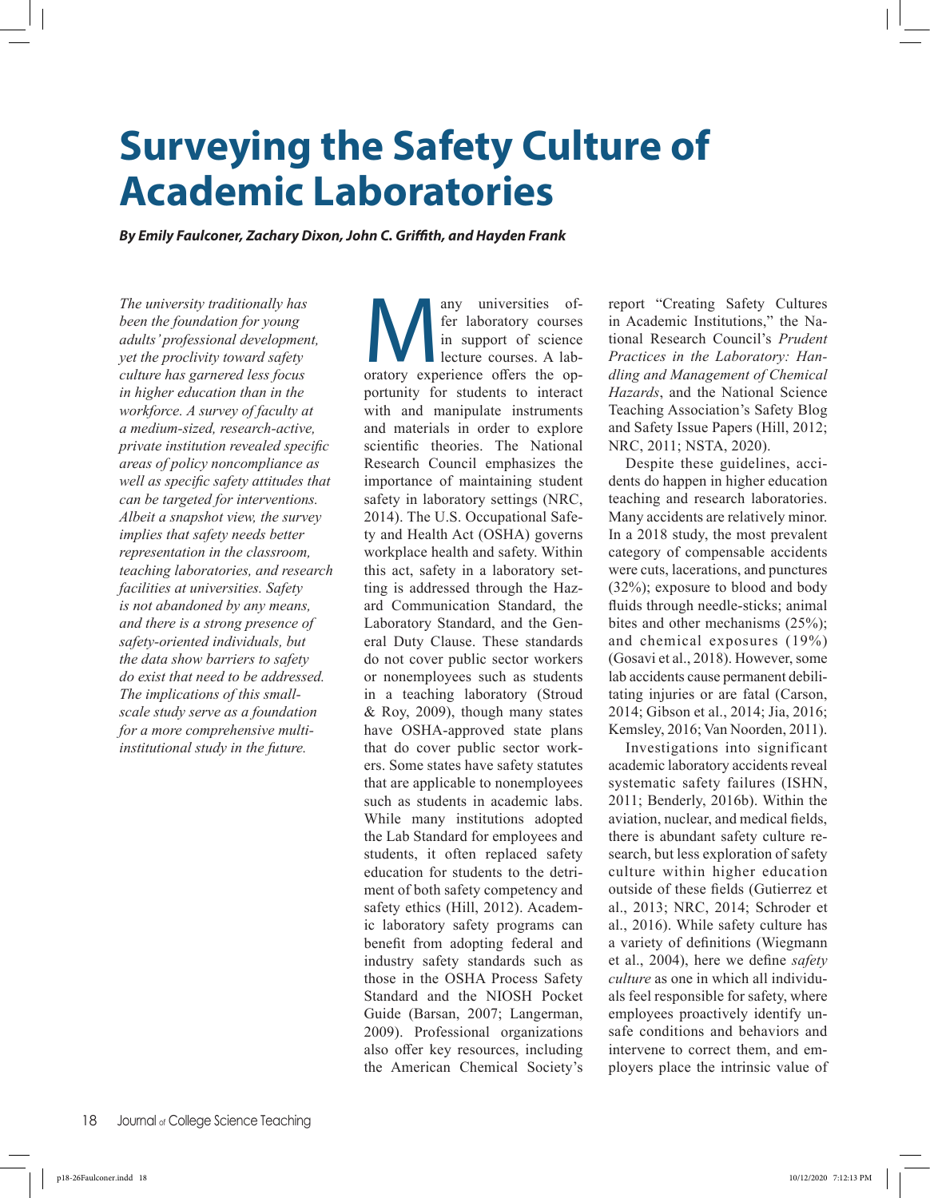# Surveying the Safety Culture of Academic Laboratories

***By Emily Faulconer, Zachary Dixon, John C. Griffith, and Hayden Frank***

*The university traditionally has been the foundation for young adults' professional development, yet the proclivity toward safety culture has garnered less focus in higher education than in the workforce. A survey of faculty at a medium-sized, research-active, private institution revealed specific areas of policy noncompliance as well as specific safety attitudes that can be targeted for interventions. Albeit a snapshot view, the survey implies that safety needs better representation in the classroom, teaching laboratories, and research facilities at universities. Safety is not abandoned by any means, and there is a strong presence of safety-oriented individuals, but the data show barriers to safety do exist that need to be addressed. The implications of this small-scale study serve as a foundation for a more comprehensive multi-institutional study in the future.*

Many universities offer laboratory courses in support of science lecture courses. A laboratory experience offers the opportunity for students to interact with and manipulate instruments and materials in order to explore scientific theories. The National Research Council emphasizes the importance of maintaining student safety in laboratory settings (NRC, 2014). The U.S. Occupational Safety and Health Act (OSHA) governs workplace health and safety. Within this act, safety in a laboratory setting is addressed through the Hazard Communication Standard, the Laboratory Standard, and the General Duty Clause. These standards do not cover public sector workers or nonemployees such as students in a teaching laboratory (Stroud & Roy, 2009), though many states have OSHA-approved state plans that do cover public sector workers. Some states have safety statutes that are applicable to nonemployees such as students in academic labs. While many institutions adopted the Lab Standard for employees and students, it often replaced safety education for students to the detriment of both safety competency and safety ethics (Hill, 2012). Academic laboratory safety programs can benefit from adopting federal and industry safety standards such as those in the OSHA Process Safety Standard and the NIOSH Pocket Guide (Barsan, 2007; Langerman, 2009). Professional organizations also offer key resources, including the American Chemical Society's report "Creating Safety Cultures in Academic Institutions," the National Research Council's *Prudent Practices in the Laboratory: Handling and Management of Chemical Hazards*, and the National Science Teaching Association's Safety Blog and Safety Issue Papers (Hill, 2012; NRC, 2011; NSTA, 2020).

Despite these guidelines, accidents do happen in higher education teaching and research laboratories. Many accidents are relatively minor. In a 2018 study, the most prevalent category of compensable accidents were cuts, lacerations, and punctures (32%); exposure to blood and body fluids through needle-sticks; animal bites and other mechanisms (25%); and chemical exposures (19%) (Gosavi et al., 2018). However, some lab accidents cause permanent debilitating injuries or are fatal (Carson, 2014; Gibson et al., 2014; Jia, 2016; Kemsley, 2016; Van Noorden, 2011).

Investigations into significant academic laboratory accidents reveal systematic safety failures (ISHN, 2011; Benderly, 2016b). Within the aviation, nuclear, and medical fields, there is abundant safety culture research, but less exploration of safety culture within higher education outside of these fields (Gutierrez et al., 2013; NRC, 2014; Schroder et al., 2016). While safety culture has a variety of definitions (Wiegmann et al., 2004), here we define *safety culture* as one in which all individuals feel responsible for safety, where employees proactively identify unsafe conditions and behaviors and intervene to correct them, and employers place the intrinsic value of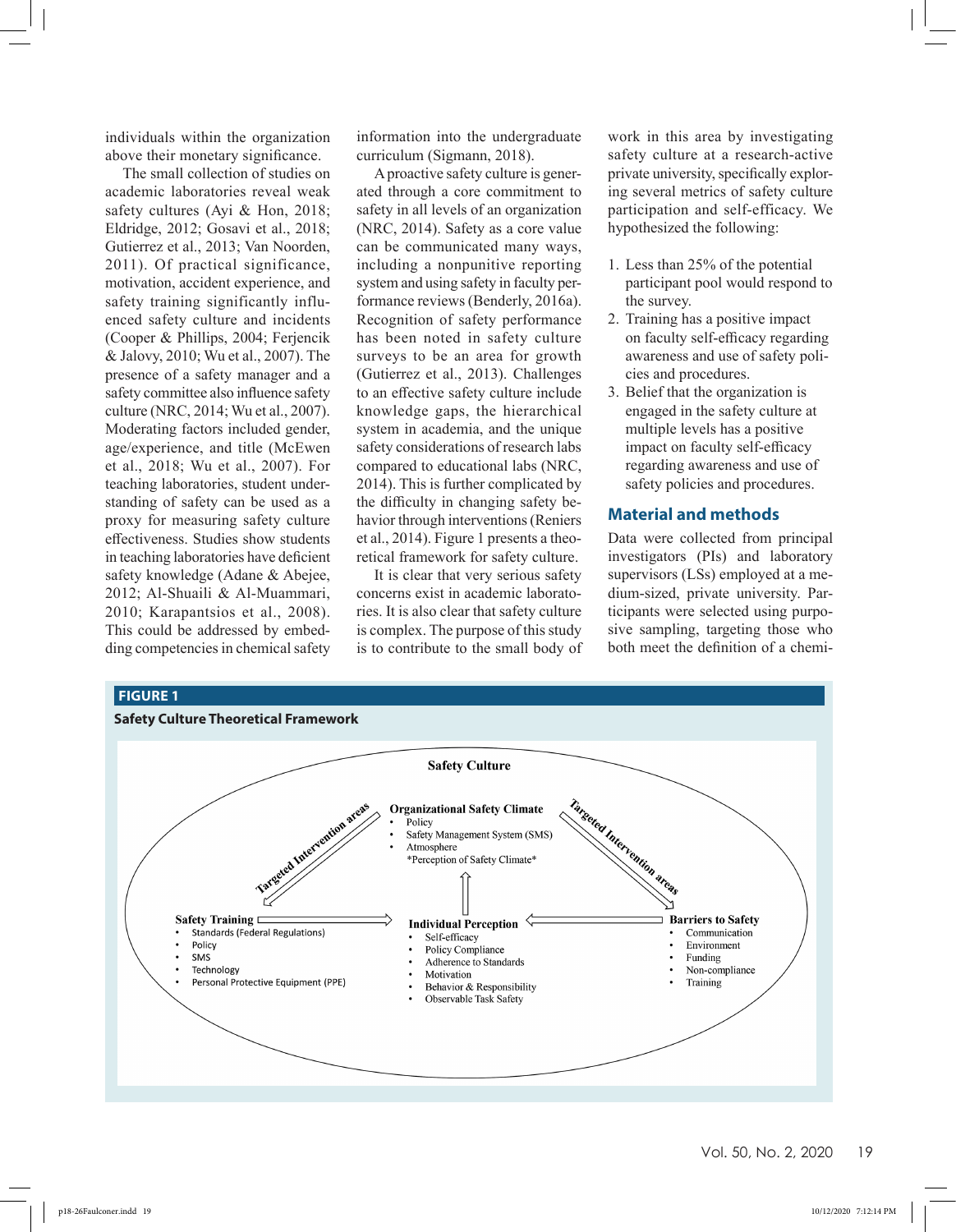individuals within the organization above their monetary significance.

The small collection of studies on academic laboratories reveal weak safety cultures (Ayi & Hon, 2018; Eldridge, 2012; Gosavi et al., 2018; Gutierrez et al., 2013; Van Noorden, 2011). Of practical significance, motivation, accident experience, and safety training significantly influenced safety culture and incidents (Cooper & Phillips, 2004; Ferjencik & Jalovy, 2010; Wu et al., 2007). The presence of a safety manager and a safety committee also influence safety culture (NRC, 2014; Wu et al., 2007). Moderating factors included gender, age/experience, and title (McEwen et al., 2018; Wu et al., 2007). For teaching laboratories, student understanding of safety can be used as a proxy for measuring safety culture effectiveness. Studies show students in teaching laboratories have deficient safety knowledge (Adane & Abejee, 2012; Al-Shuaili & Al-Muammari, 2010; Karapantsios et al., 2008). This could be addressed by embedding competencies in chemical safety information into the undergraduate curriculum (Sigmann, 2018).

A proactive safety culture is generated through a core commitment to safety in all levels of an organization (NRC, 2014). Safety as a core value can be communicated many ways, including a nonpunitive reporting system and using safety in faculty performance reviews (Benderly, 2016a). Recognition of safety performance has been noted in safety culture surveys to be an area for growth (Gutierrez et al., 2013). Challenges to an effective safety culture include knowledge gaps, the hierarchical system in academia, and the unique safety considerations of research labs compared to educational labs (NRC, 2014). This is further complicated by the difficulty in changing safety behavior through interventions (Reniers et al., 2014). Figure 1 presents a theoretical framework for safety culture.

It is clear that very serious safety concerns exist in academic laboratories. It is also clear that safety culture is complex. The purpose of this study is to contribute to the small body of work in this area by investigating safety culture at a research-active private university, specifically exploring several metrics of safety culture participation and self-efficacy. We hypothesized the following:

1. Less than 25% of the potential participant pool would respond to the survey.
2. Training has a positive impact on faculty self-efficacy regarding awareness and use of safety policies and procedures.
3. Belief that the organization is engaged in the safety culture at multiple levels has a positive impact on faculty self-efficacy regarding awareness and use of safety policies and procedures.

## Material and methods

Data were collected from principal investigators (PIs) and laboratory supervisors (LSs) employed at a medium-sized, private university. Participants were selected using purposive sampling, targeting those who both meet the definition of a chemi-

**FIGURE 1**

**Safety Culture Theoretical Framework**

**Safety Culture**

**Organizational Safety Climate**
- Policy
- Safety Management System (SMS)
- Atmosphere

*Perception of Safety Climate*

Targeted Intervention areas

Targeted Intervention areas

**Safety Training**
- Standards (Federal Regulations)
- Policy
- SMS
- Technology
- Personal Protective Equipment (PPE)

**Individual Perception**
- Self-efficacy
- Policy Compliance
- Adherence to Standards
- Motivation
- Behavior & Responsibility
- Observable Task Safety

**Barriers to Safety**
- Communication
- Environment
- Funding
- Non-compliance
- Training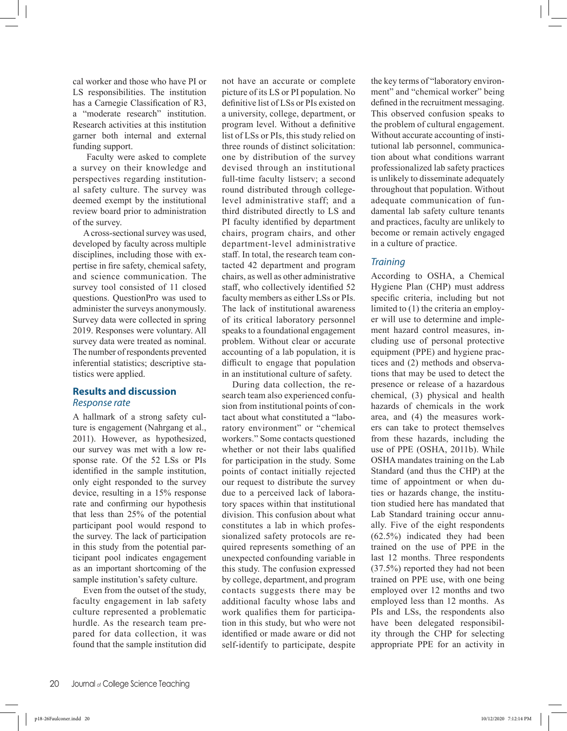cal worker and those who have PI or LS responsibilities. The institution has a Carnegie Classification of R3, a "moderate research" institution. Research activities at this institution garner both internal and external funding support.

Faculty were asked to complete a survey on their knowledge and perspectives regarding institutional safety culture. The survey was deemed exempt by the institutional review board prior to administration of the survey.

A cross-sectional survey was used, developed by faculty across multiple disciplines, including those with expertise in fire safety, chemical safety, and science communication. The survey tool consisted of 11 closed questions. QuestionPro was used to administer the surveys anonymously. Survey data were collected in spring 2019. Responses were voluntary. All survey data were treated as nominal. The number of respondents prevented inferential statistics; descriptive statistics were applied.

## Results and discussion

### *Response rate*

A hallmark of a strong safety culture is engagement (Nahrgang et al., 2011). However, as hypothesized, our survey was met with a low response rate. Of the 52 LSs or PIs identified in the sample institution, only eight responded to the survey device, resulting in a 15% response rate and confirming our hypothesis that less than 25% of the potential participant pool would respond to the survey. The lack of participation in this study from the potential participant pool indicates engagement as an important shortcoming of the sample institution's safety culture.

Even from the outset of the study, faculty engagement in lab safety culture represented a problematic hurdle. As the research team prepared for data collection, it was found that the sample institution did not have an accurate or complete picture of its LS or PI population. No definitive list of LSs or PIs existed on a university, college, department, or program level. Without a definitive list of LSs or PIs, this study relied on three rounds of distinct solicitation: one by distribution of the survey devised through an institutional full-time faculty listserv; a second round distributed through college-level administrative staff; and a third distributed directly to LS and PI faculty identified by department chairs, program chairs, and other department-level administrative staff. In total, the research team contacted 42 department and program chairs, as well as other administrative staff, who collectively identified 52 faculty members as either LSs or PIs. The lack of institutional awareness of its critical laboratory personnel speaks to a foundational engagement problem. Without clear or accurate accounting of a lab population, it is difficult to engage that population in an institutional culture of safety.

During data collection, the research team also experienced confusion from institutional points of contact about what constituted a "laboratory environment" or "chemical workers." Some contacts questioned whether or not their labs qualified for participation in the study. Some points of contact initially rejected our request to distribute the survey due to a perceived lack of laboratory spaces within that institutional division. This confusion about what constitutes a lab in which professionalized safety protocols are required represents something of an unexpected confounding variable in this study. The confusion expressed by college, department, and program contacts suggests there may be additional faculty whose labs and work qualifies them for participation in this study, but who were not identified or made aware or did not self-identify to participate, despite the key terms of "laboratory environment" and "chemical worker" being defined in the recruitment messaging. This observed confusion speaks to the problem of cultural engagement. Without accurate accounting of institutional lab personnel, communication about what conditions warrant professionalized lab safety practices is unlikely to disseminate adequately throughout that population. Without adequate communication of fundamental lab safety culture tenants and practices, faculty are unlikely to become or remain actively engaged in a culture of practice.

### *Training*

According to OSHA, a Chemical Hygiene Plan (CHP) must address specific criteria, including but not limited to (1) the criteria an employer will use to determine and implement hazard control measures, including use of personal protective equipment (PPE) and hygiene practices and (2) methods and observations that may be used to detect the presence or release of a hazardous chemical, (3) physical and health hazards of chemicals in the work area, and (4) the measures workers can take to protect themselves from these hazards, including the use of PPE (OSHA, 2011b). While OSHA mandates training on the Lab Standard (and thus the CHP) at the time of appointment or when duties or hazards change, the institution studied here has mandated that Lab Standard training occur annually. Five of the eight respondents (62.5%) indicated they had been trained on the use of PPE in the last 12 months. Three respondents (37.5%) reported they had not been trained on PPE use, with one being employed over 12 months and two employed less than 12 months. As PIs and LSs, the respondents also have been delegated responsibility through the CHP for selecting appropriate PPE for an activity in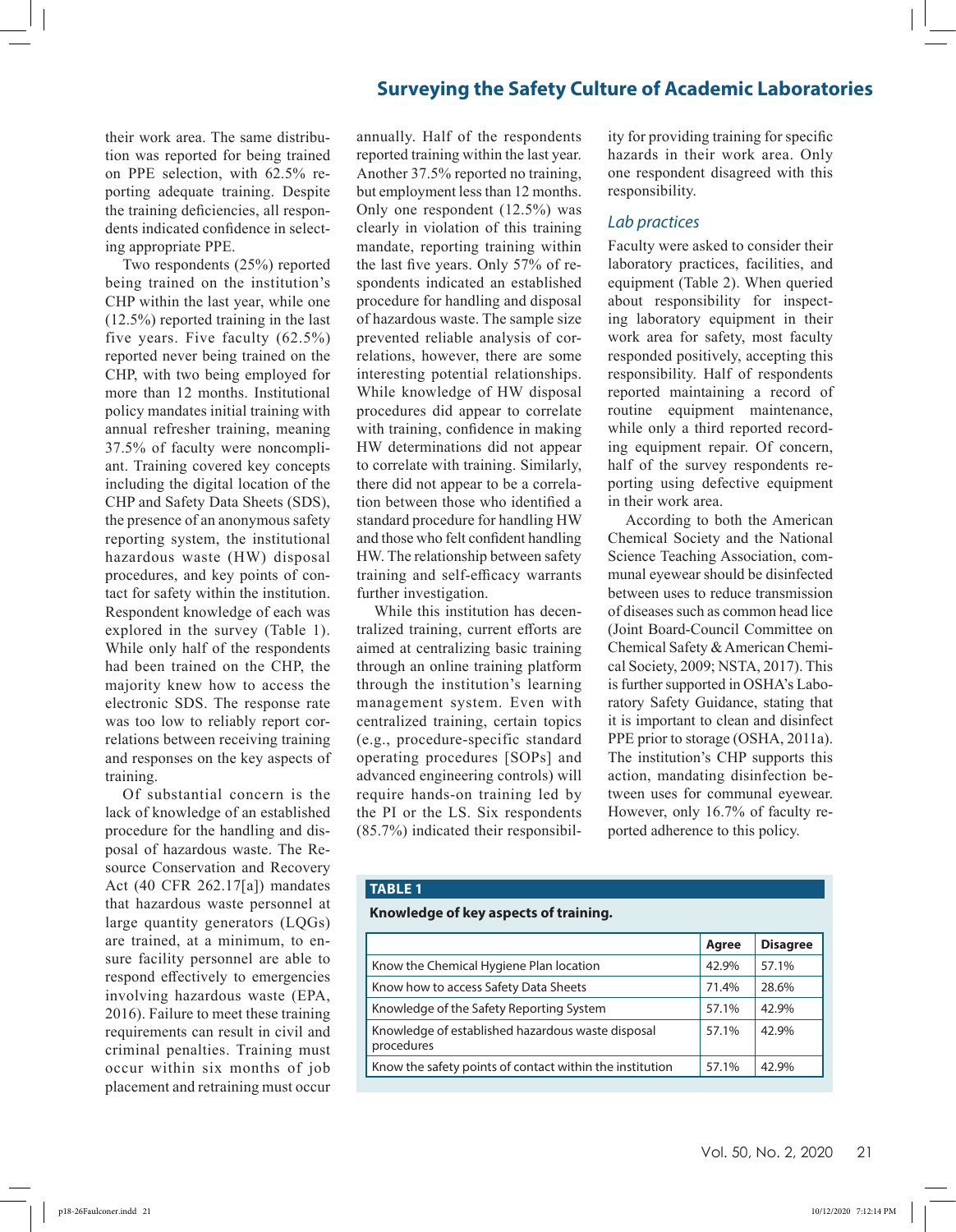their work area. The same distribution was reported for being trained on PPE selection, with 62.5% reporting adequate training. Despite the training deficiencies, all respondents indicated confidence in selecting appropriate PPE.

Two respondents (25%) reported being trained on the institution's CHP within the last year, while one (12.5%) reported training in the last five years. Five faculty (62.5%) reported never being trained on the CHP, with two being employed for more than 12 months. Institutional policy mandates initial training with annual refresher training, meaning 37.5% of faculty were noncompliant. Training covered key concepts including the digital location of the CHP and Safety Data Sheets (SDS), the presence of an anonymous safety reporting system, the institutional hazardous waste (HW) disposal procedures, and key points of contact for safety within the institution. Respondent knowledge of each was explored in the survey (Table 1). While only half of the respondents had been trained on the CHP, the majority knew how to access the electronic SDS. The response rate was too low to reliably report correlations between receiving training and responses on the key aspects of training.

Of substantial concern is the lack of knowledge of an established procedure for the handling and disposal of hazardous waste. The Resource Conservation and Recovery Act (40 CFR 262.17[a]) mandates that hazardous waste personnel at large quantity generators (LQGs) are trained, at a minimum, to ensure facility personnel are able to respond effectively to emergencies involving hazardous waste (EPA, 2016). Failure to meet these training requirements can result in civil and criminal penalties. Training must occur within six months of job placement and retraining must occur annually. Half of the respondents reported training within the last year. Another 37.5% reported no training, but employment less than 12 months. Only one respondent (12.5%) was clearly in violation of this training mandate, reporting training within the last five years. Only 57% of respondents indicated an established procedure for handling and disposal of hazardous waste. The sample size prevented reliable analysis of correlations, however, there are some interesting potential relationships. While knowledge of HW disposal procedures did appear to correlate with training, confidence in making HW determinations did not appear to correlate with training. Similarly, there did not appear to be a correlation between those who identified a standard procedure for handling HW and those who felt confident handling HW. The relationship between safety training and self-efficacy warrants further investigation.

While this institution has decentralized training, current efforts are aimed at centralizing basic training through an online training platform through the institution's learning management system. Even with centralized training, certain topics (e.g., procedure-specific standard operating procedures [SOPs] and advanced engineering controls) will require hands-on training led by the PI or the LS. Six respondents (85.7%) indicated their responsibility for providing training for specific hazards in their work area. Only one respondent disagreed with this responsibility.

### *Lab practices*

Faculty were asked to consider their laboratory practices, facilities, and equipment (Table 2). When queried about responsibility for inspecting laboratory equipment in their work area for safety, most faculty responded positively, accepting this responsibility. Half of respondents reported maintaining a record of routine equipment maintenance, while only a third reported recording equipment repair. Of concern, half of the survey respondents reporting using defective equipment in their work area.

According to both the American Chemical Society and the National Science Teaching Association, communal eyewear should be disinfected between uses to reduce transmission of diseases such as common head lice (Joint Board-Council Committee on Chemical Safety & American Chemical Society, 2009; NSTA, 2017). This is further supported in OSHA's Laboratory Safety Guidance, stating that it is important to clean and disinfect PPE prior to storage (OSHA, 2011a). The institution's CHP supports this action, mandating disinfection between uses for communal eyewear. However, only 16.7% of faculty reported adherence to this policy.

**TABLE 1**

**Knowledge of key aspects of training.**

| | Agree | Disagree |
|---|---|---|
| Know the Chemical Hygiene Plan location | 42.9% | 57.1% |
| Know how to access Safety Data Sheets | 71.4% | 28.6% |
| Knowledge of the Safety Reporting System | 57.1% | 42.9% |
| Knowledge of established hazardous waste disposal procedures | 57.1% | 42.9% |
| Know the safety points of contact within the institution | 57.1% | 42.9% |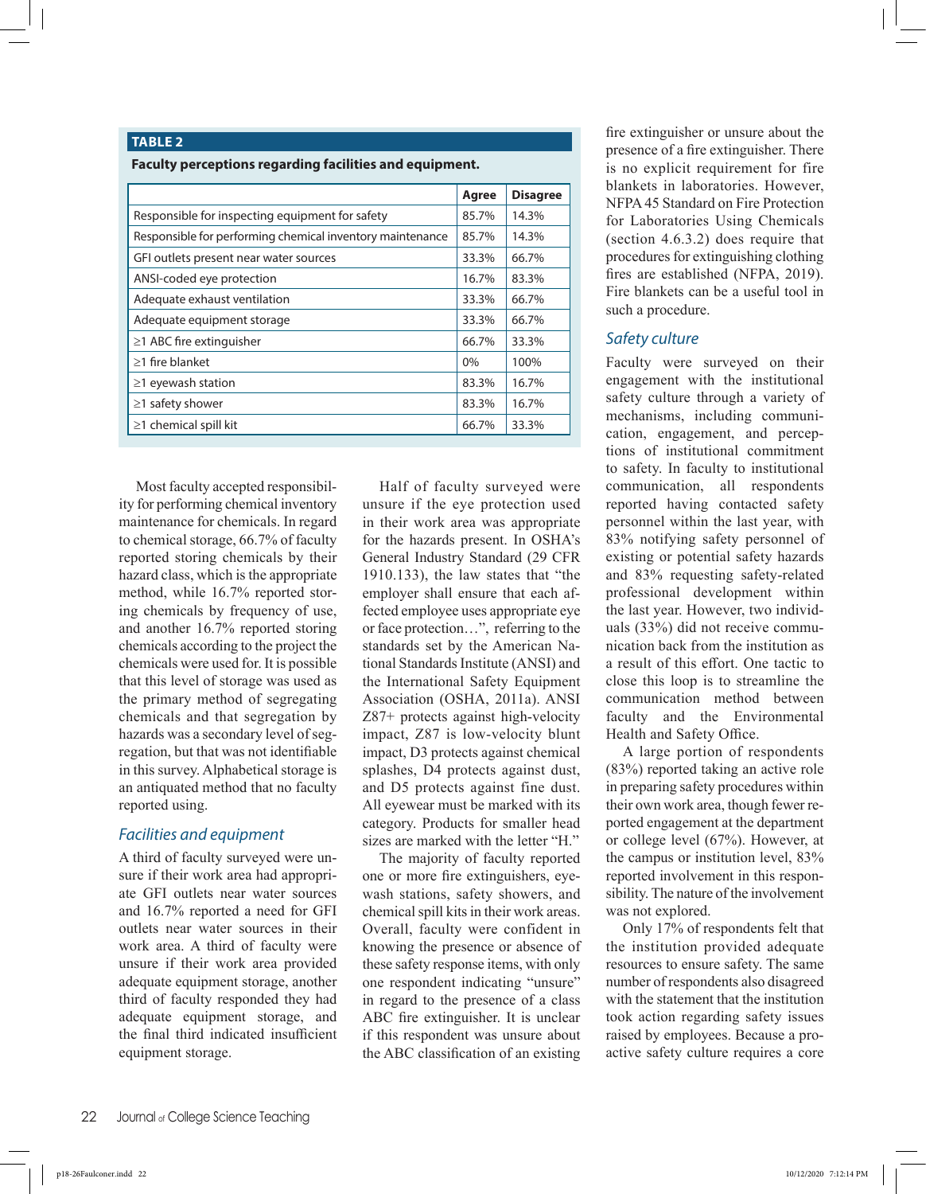**TABLE 2**

**Faculty perceptions regarding facilities and equipment.**

| | Agree | Disagree |
|---|---|---|
| Responsible for inspecting equipment for safety | 85.7% | 14.3% |
| Responsible for performing chemical inventory maintenance | 85.7% | 14.3% |
| GFI outlets present near water sources | 33.3% | 66.7% |
| ANSI-coded eye protection | 16.7% | 83.3% |
| Adequate exhaust ventilation | 33.3% | 66.7% |
| Adequate equipment storage | 33.3% | 66.7% |
| ≥1 ABC fire extinguisher | 66.7% | 33.3% |
| ≥1 fire blanket | 0% | 100% |
| ≥1 eyewash station | 83.3% | 16.7% |
| ≥1 safety shower | 83.3% | 16.7% |
| ≥1 chemical spill kit | 66.7% | 33.3% |

Most faculty accepted responsibility for performing chemical inventory maintenance for chemicals. In regard to chemical storage, 66.7% of faculty reported storing chemicals by their hazard class, which is the appropriate method, while 16.7% reported storing chemicals by frequency of use, and another 16.7% reported storing chemicals according to the project the chemicals were used for. It is possible that this level of storage was used as the primary method of segregating chemicals and that segregation by hazards was a secondary level of segregation, but that was not identifiable in this survey. Alphabetical storage is an antiquated method that no faculty reported using.

### *Facilities and equipment*

A third of faculty surveyed were unsure if their work area had appropriate GFI outlets near water sources and 16.7% reported a need for GFI outlets near water sources in their work area. A third of faculty were unsure if their work area provided adequate equipment storage, another third of faculty responded they had adequate equipment storage, and the final third indicated insufficient equipment storage.

Half of faculty surveyed were unsure if the eye protection used in their work area was appropriate for the hazards present. In OSHA's General Industry Standard (29 CFR 1910.133), the law states that "the employer shall ensure that each affected employee uses appropriate eye or face protection…", referring to the standards set by the American National Standards Institute (ANSI) and the International Safety Equipment Association (OSHA, 2011a). ANSI Z87+ protects against high-velocity impact, Z87 is low-velocity blunt impact, D3 protects against chemical splashes, D4 protects against dust, and D5 protects against fine dust. All eyewear must be marked with its category. Products for smaller head sizes are marked with the letter "H."

The majority of faculty reported one or more fire extinguishers, eyewash stations, safety showers, and chemical spill kits in their work areas. Overall, faculty were confident in knowing the presence or absence of these safety response items, with only one respondent indicating "unsure" in regard to the presence of a class ABC fire extinguisher. It is unclear if this respondent was unsure about the ABC classification of an existing fire extinguisher or unsure about the presence of a fire extinguisher. There is no explicit requirement for fire blankets in laboratories. However, NFPA 45 Standard on Fire Protection for Laboratories Using Chemicals (section 4.6.3.2) does require that procedures for extinguishing clothing fires are established (NFPA, 2019). Fire blankets can be a useful tool in such a procedure.

### *Safety culture*

Faculty were surveyed on their engagement with the institutional safety culture through a variety of mechanisms, including communication, engagement, and perceptions of institutional commitment to safety. In faculty to institutional communication, all respondents reported having contacted safety personnel within the last year, with 83% notifying safety personnel of existing or potential safety hazards and 83% requesting safety-related professional development within the last year. However, two individuals (33%) did not receive communication back from the institution as a result of this effort. One tactic to close this loop is to streamline the communication method between faculty and the Environmental Health and Safety Office.

A large portion of respondents (83%) reported taking an active role in preparing safety procedures within their own work area, though fewer reported engagement at the department or college level (67%). However, at the campus or institution level, 83% reported involvement in this responsibility. The nature of the involvement was not explored.

Only 17% of respondents felt that the institution provided adequate resources to ensure safety. The same number of respondents also disagreed with the statement that the institution took action regarding safety issues raised by employees. Because a proactive safety culture requires a core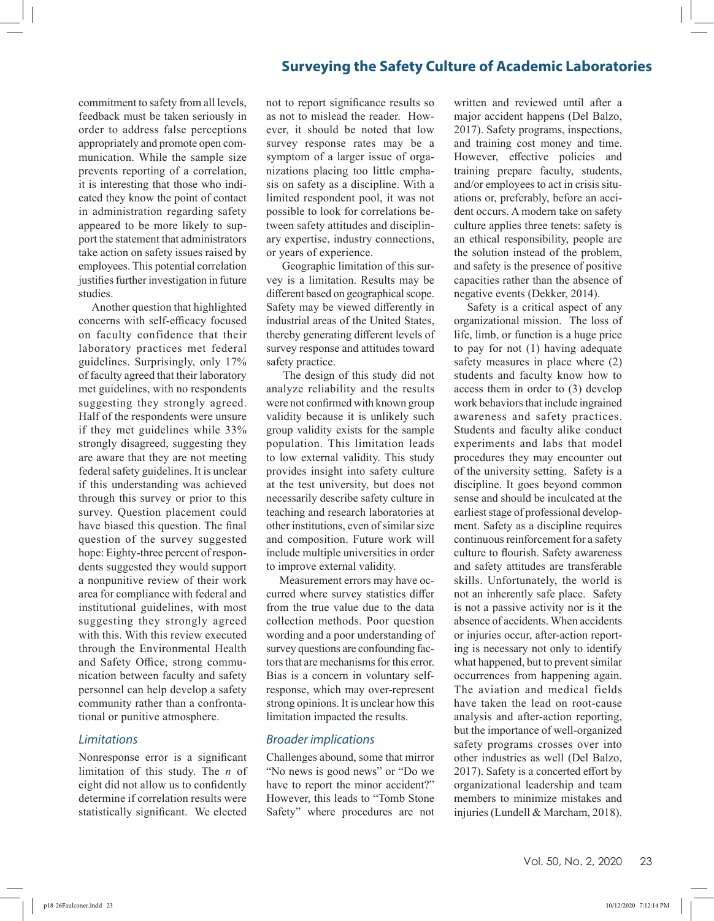commitment to safety from all levels, feedback must be taken seriously in order to address false perceptions appropriately and promote open communication. While the sample size prevents reporting of a correlation, it is interesting that those who indicated they know the point of contact in administration regarding safety appeared to be more likely to support the statement that administrators take action on safety issues raised by employees. This potential correlation justifies further investigation in future studies.

Another question that highlighted concerns with self-efficacy focused on faculty confidence that their laboratory practices met federal guidelines. Surprisingly, only 17% of faculty agreed that their laboratory met guidelines, with no respondents suggesting they strongly agreed. Half of the respondents were unsure if they met guidelines while 33% strongly disagreed, suggesting they are aware that they are not meeting federal safety guidelines. It is unclear if this understanding was achieved through this survey or prior to this survey. Question placement could have biased this question. The final question of the survey suggested hope: Eighty-three percent of respondents suggested they would support a nonpunitive review of their work area for compliance with federal and institutional guidelines, with most suggesting they strongly agreed with this. With this review executed through the Environmental Health and Safety Office, strong communication between faculty and safety personnel can help develop a safety community rather than a confrontational or punitive atmosphere.

## *Limitations*

Nonresponse error is a significant limitation of this study. The *n* of eight did not allow us to confidently determine if correlation results were statistically significant. We elected not to report significance results so as not to mislead the reader. However, it should be noted that low survey response rates may be a symptom of a larger issue of organizations placing too little emphasis on safety as a discipline. With a limited respondent pool, it was not possible to look for correlations between safety attitudes and disciplinary expertise, industry connections, or years of experience.

Geographic limitation of this survey is a limitation. Results may be different based on geographical scope. Safety may be viewed differently in industrial areas of the United States, thereby generating different levels of survey response and attitudes toward safety practice.

The design of this study did not analyze reliability and the results were not confirmed with known group validity because it is unlikely such group validity exists for the sample population. This limitation leads to low external validity. This study provides insight into safety culture at the test university, but does not necessarily describe safety culture in teaching and research laboratories at other institutions, even of similar size and composition. Future work will include multiple universities in order to improve external validity.

Measurement errors may have occurred where survey statistics differ from the true value due to the data collection methods. Poor question wording and a poor understanding of survey questions are confounding factors that are mechanisms for this error. Bias is a concern in voluntary self-response, which may over-represent strong opinions. It is unclear how this limitation impacted the results.

## *Broader implications*

Challenges abound, some that mirror "No news is good news" or "Do we have to report the minor accident?" However, this leads to "Tomb Stone Safety" where procedures are not written and reviewed until after a major accident happens (Del Balzo, 2017). Safety programs, inspections, and training cost money and time. However, effective policies and training prepare faculty, students, and/or employees to act in crisis situations or, preferably, before an accident occurs. A modern take on safety culture applies three tenets: safety is an ethical responsibility, people are the solution instead of the problem, and safety is the presence of positive capacities rather than the absence of negative events (Dekker, 2014).

Safety is a critical aspect of any organizational mission. The loss of life, limb, or function is a huge price to pay for not (1) having adequate safety measures in place where (2) students and faculty know how to access them in order to (3) develop work behaviors that include ingrained awareness and safety practices. Students and faculty alike conduct experiments and labs that model procedures they may encounter out of the university setting. Safety is a discipline. It goes beyond common sense and should be inculcated at the earliest stage of professional development. Safety as a discipline requires continuous reinforcement for a safety culture to flourish. Safety awareness and safety attitudes are transferable skills. Unfortunately, the world is not an inherently safe place. Safety is not a passive activity nor is it the absence of accidents. When accidents or injuries occur, after-action reporting is necessary not only to identify what happened, but to prevent similar occurrences from happening again. The aviation and medical fields have taken the lead on root-cause analysis and after-action reporting, but the importance of well-organized safety programs crosses over into other industries as well (Del Balzo, 2017). Safety is a concerted effort by organizational leadership and team members to minimize mistakes and injuries (Lundell & Marcham, 2018).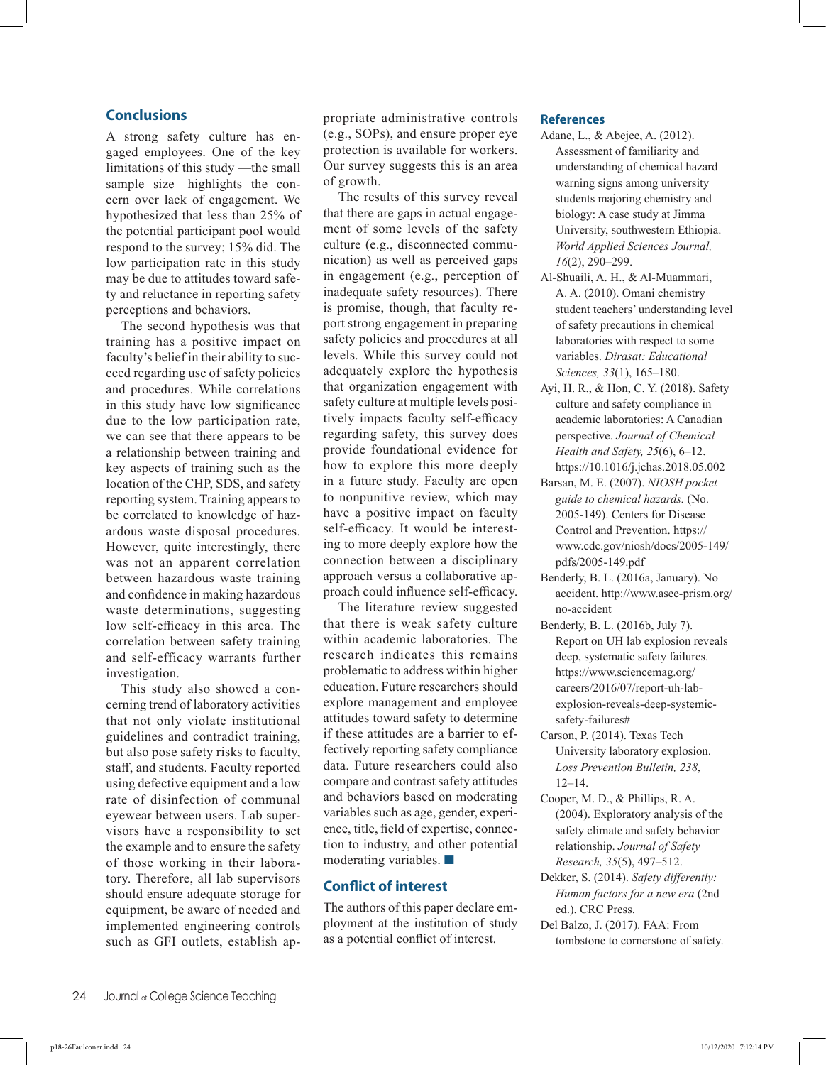## Conclusions

A strong safety culture has engaged employees. One of the key limitations of this study —the small sample size—highlights the concern over lack of engagement. We hypothesized that less than 25% of the potential participant pool would respond to the survey; 15% did. The low participation rate in this study may be due to attitudes toward safety and reluctance in reporting safety perceptions and behaviors.

The second hypothesis was that training has a positive impact on faculty's belief in their ability to succeed regarding use of safety policies and procedures. While correlations in this study have low significance due to the low participation rate, we can see that there appears to be a relationship between training and key aspects of training such as the location of the CHP, SDS, and safety reporting system. Training appears to be correlated to knowledge of hazardous waste disposal procedures. However, quite interestingly, there was not an apparent correlation between hazardous waste training and confidence in making hazardous waste determinations, suggesting low self-efficacy in this area. The correlation between safety training and self-efficacy warrants further investigation.

This study also showed a concerning trend of laboratory activities that not only violate institutional guidelines and contradict training, but also pose safety risks to faculty, staff, and students. Faculty reported using defective equipment and a low rate of disinfection of communal eyewear between users. Lab supervisors have a responsibility to set the example and to ensure the safety of those working in their laboratory. Therefore, all lab supervisors should ensure adequate storage for equipment, be aware of needed and implemented engineering controls such as GFI outlets, establish appropriate administrative controls (e.g., SOPs), and ensure proper eye protection is available for workers. Our survey suggests this is an area of growth.

The results of this survey reveal that there are gaps in actual engagement of some levels of the safety culture (e.g., disconnected communication) as well as perceived gaps in engagement (e.g., perception of inadequate safety resources). There is promise, though, that faculty report strong engagement in preparing safety policies and procedures at all levels. While this survey could not adequately explore the hypothesis that organization engagement with safety culture at multiple levels positively impacts faculty self-efficacy regarding safety, this survey does provide foundational evidence for how to explore this more deeply in a future study. Faculty are open to nonpunitive review, which may have a positive impact on faculty self-efficacy. It would be interesting to more deeply explore how the connection between a disciplinary approach versus a collaborative approach could influence self-efficacy.

The literature review suggested that there is weak safety culture within academic laboratories. The research indicates this remains problematic to address within higher education. Future researchers should explore management and employee attitudes toward safety to determine if these attitudes are a barrier to effectively reporting safety compliance data. Future researchers could also compare and contrast safety attitudes and behaviors based on moderating variables such as age, gender, experience, title, field of expertise, connection to industry, and other potential moderating variables. ■

## Conflict of interest

The authors of this paper declare employment at the institution of study as a potential conflict of interest.

## References

Adane, L., & Abejee, A. (2012). Assessment of familiarity and understanding of chemical hazard warning signs among university students majoring chemistry and biology: A case study at Jimma University, southwestern Ethiopia. *World Applied Sciences Journal, 16*(2), 290–299.

Al-Shuaili, A. H., & Al-Muammari, A. A. (2010). Omani chemistry student teachers' understanding level of safety precautions in chemical laboratories with respect to some variables. *Dirasat: Educational Sciences, 33*(1), 165–180.

Ayi, H. R., & Hon, C. Y. (2018). Safety culture and safety compliance in academic laboratories: A Canadian perspective. *Journal of Chemical Health and Safety, 25*(6), 6–12. https://10.1016/j.jchas.2018.05.002

Barsan, M. E. (2007). *NIOSH pocket guide to chemical hazards.* (No. 2005-149). Centers for Disease Control and Prevention. https://www.cdc.gov/niosh/docs/2005-149/pdfs/2005-149.pdf

Benderly, B. L. (2016a, January). No accident. http://www.asee-prism.org/no-accident

Benderly, B. L. (2016b, July 7). Report on UH lab explosion reveals deep, systematic safety failures. https://www.sciencemag.org/careers/2016/07/report-uh-lab-explosion-reveals-deep-systemic-safety-failures#

Carson, P. (2014). Texas Tech University laboratory explosion. *Loss Prevention Bulletin, 238*, 12–14.

Cooper, M. D., & Phillips, R. A. (2004). Exploratory analysis of the safety climate and safety behavior relationship. *Journal of Safety Research, 35*(5), 497–512.

Dekker, S. (2014). *Safety differently: Human factors for a new era* (2nd ed.). CRC Press.

Del Balzo, J. (2017). FAA: From tombstone to cornerstone of safety.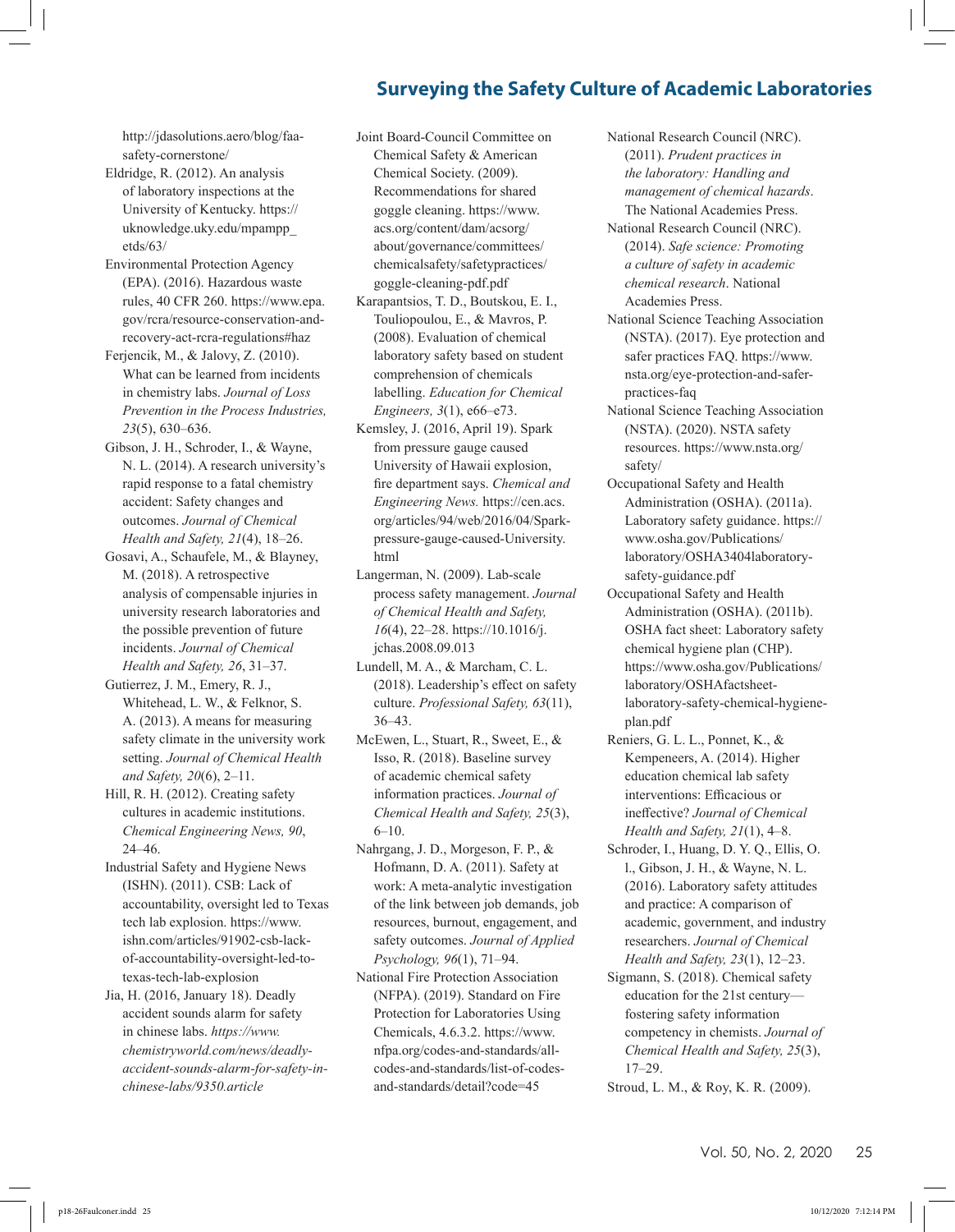http://jdasolutions.aero/blog/faa-safety-cornerstone/

Eldridge, R. (2012). An analysis of laboratory inspections at the University of Kentucky. https://uknowledge.uky.edu/mpampp_etds/63/

Environmental Protection Agency (EPA). (2016). Hazardous waste rules, 40 CFR 260. https://www.epa.gov/rcra/resource-conservation-and-recovery-act-rcra-regulations#haz

Ferjencik, M., & Jalovy, Z. (2010). What can be learned from incidents in chemistry labs. *Journal of Loss Prevention in the Process Industries, 23*(5), 630–636.

Gibson, J. H., Schroder, I., & Wayne, N. L. (2014). A research university's rapid response to a fatal chemistry accident: Safety changes and outcomes. *Journal of Chemical Health and Safety, 21*(4), 18–26.

Gosavi, A., Schaufele, M., & Blayney, M. (2018). A retrospective analysis of compensable injuries in university research laboratories and the possible prevention of future incidents. *Journal of Chemical Health and Safety, 26*, 31–37.

Gutierrez, J. M., Emery, R. J., Whitehead, L. W., & Felknor, S. A. (2013). A means for measuring safety climate in the university work setting. *Journal of Chemical Health and Safety, 20*(6), 2–11.

Hill, R. H. (2012). Creating safety cultures in academic institutions. *Chemical Engineering News, 90*, 24–46.

Industrial Safety and Hygiene News (ISHN). (2011). CSB: Lack of accountability, oversight led to Texas tech lab explosion. https://www.ishn.com/articles/91902-csb-lack-of-accountability-oversight-led-to-texas-tech-lab-explosion

Jia, H. (2016, January 18). Deadly accident sounds alarm for safety in chinese labs. *https://www.chemistryworld.com/news/deadly-accident-sounds-alarm-for-safety-in-chinese-labs/9350.article*

Joint Board-Council Committee on Chemical Safety & American Chemical Society. (2009). Recommendations for shared goggle cleaning. https://www.acs.org/content/dam/acsorg/about/governance/committees/chemicalsafety/safetypractices/goggle-cleaning-pdf.pdf

Karapantsios, T. D., Boutskou, E. I., Touliopoulou, E., & Mavros, P. (2008). Evaluation of chemical laboratory safety based on student comprehension of chemicals labelling. *Education for Chemical Engineers, 3*(1), e66–e73.

Kemsley, J. (2016, April 19). Spark from pressure gauge caused University of Hawaii explosion, fire department says. *Chemical and Engineering News.* https://cen.acs.org/articles/94/web/2016/04/Spark-pressure-gauge-caused-University.html

Langerman, N. (2009). Lab-scale process safety management. *Journal of Chemical Health and Safety, 16*(4), 22–28. https://10.1016/j.jchas.2008.09.013

Lundell, M. A., & Marcham, C. L. (2018). Leadership's effect on safety culture. *Professional Safety, 63*(11), 36–43.

McEwen, L., Stuart, R., Sweet, E., & Isso, R. (2018). Baseline survey of academic chemical safety information practices. *Journal of Chemical Health and Safety, 25*(3), 6–10.

Nahrgang, J. D., Morgeson, F. P., & Hofmann, D. A. (2011). Safety at work: A meta-analytic investigation of the link between job demands, job resources, burnout, engagement, and safety outcomes. *Journal of Applied Psychology, 96*(1), 71–94.

National Fire Protection Association (NFPA). (2019). Standard on Fire Protection for Laboratories Using Chemicals, 4.6.3.2. https://www.nfpa.org/codes-and-standards/all-codes-and-standards/list-of-codes-and-standards/detail?code=45

National Research Council (NRC). (2011). *Prudent practices in the laboratory: Handling and management of chemical hazards*. The National Academies Press.

National Research Council (NRC). (2014). *Safe science: Promoting a culture of safety in academic chemical research*. National Academies Press.

National Science Teaching Association (NSTA). (2017). Eye protection and safer practices FAQ. https://www.nsta.org/eye-protection-and-safer-practices-faq

National Science Teaching Association (NSTA). (2020). NSTA safety resources. https://www.nsta.org/safety/

Occupational Safety and Health Administration (OSHA). (2011a). Laboratory safety guidance. https://www.osha.gov/Publications/laboratory/OSHA3404laboratory-safety-guidance.pdf

Occupational Safety and Health Administration (OSHA). (2011b). OSHA fact sheet: Laboratory safety chemical hygiene plan (CHP). https://www.osha.gov/Publications/laboratory/OSHAfactsheet-laboratory-safety-chemical-hygiene-plan.pdf

Reniers, G. L. L., Ponnet, K., & Kempeneers, A. (2014). Higher education chemical lab safety interventions: Efficacious or ineffective? *Journal of Chemical Health and Safety, 21*(1), 4–8.

Schroder, I., Huang, D. Y. Q., Ellis, O. l., Gibson, J. H., & Wayne, N. L. (2016). Laboratory safety attitudes and practice: A comparison of academic, government, and industry researchers. *Journal of Chemical Health and Safety, 23*(1), 12–23.

Sigmann, S. (2018). Chemical safety education for the 21st century—fostering safety information competency in chemists. *Journal of Chemical Health and Safety, 25*(3), 17–29.

Stroud, L. M., & Roy, K. R. (2009).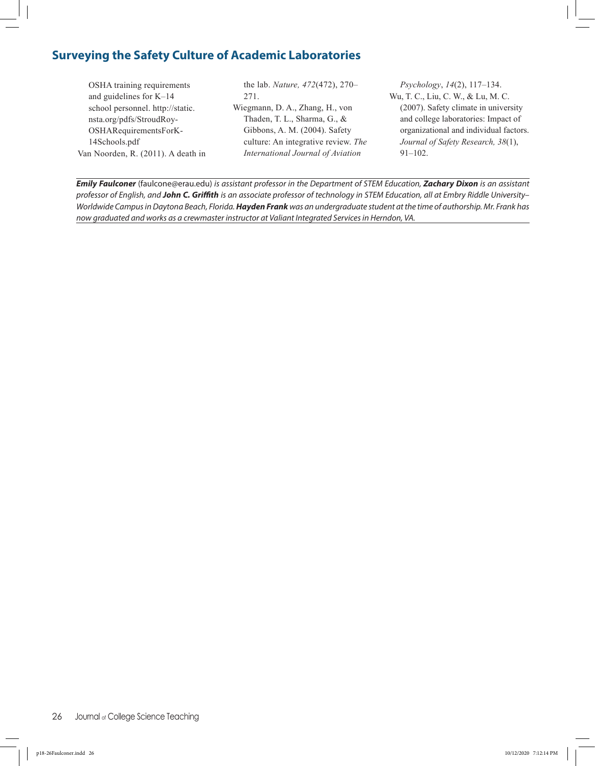OSHA training requirements and guidelines for K–14 school personnel. http://static.nsta.org/pdfs/StroudRoy-OSHARequirementsForK-14Schools.pdf

Van Noorden, R. (2011). A death in the lab. *Nature, 472*(472), 270–271.

Wiegmann, D. A., Zhang, H., von Thaden, T. L., Sharma, G., & Gibbons, A. M. (2004). Safety culture: An integrative review. *The International Journal of Aviation Psychology*, *14*(2), 117–134.

Wu, T. C., Liu, C. W., & Lu, M. C. (2007). Safety climate in university and college laboratories: Impact of organizational and individual factors. *Journal of Safety Research, 38*(1), 91–102.

***Emily Faulconer*** (faulcone@erau.edu) *is assistant professor in the Department of STEM Education,* ***Zachary Dixon*** *is an assistant professor of English, and* ***John C. Griffith*** *is an associate professor of technology in STEM Education, all at Embry Riddle University–Worldwide Campus in Daytona Beach, Florida.* ***Hayden Frank*** *was an undergraduate student at the time of authorship. Mr. Frank has now graduated and works as a crewmaster instructor at Valiant Integrated Services in Herndon, VA.*